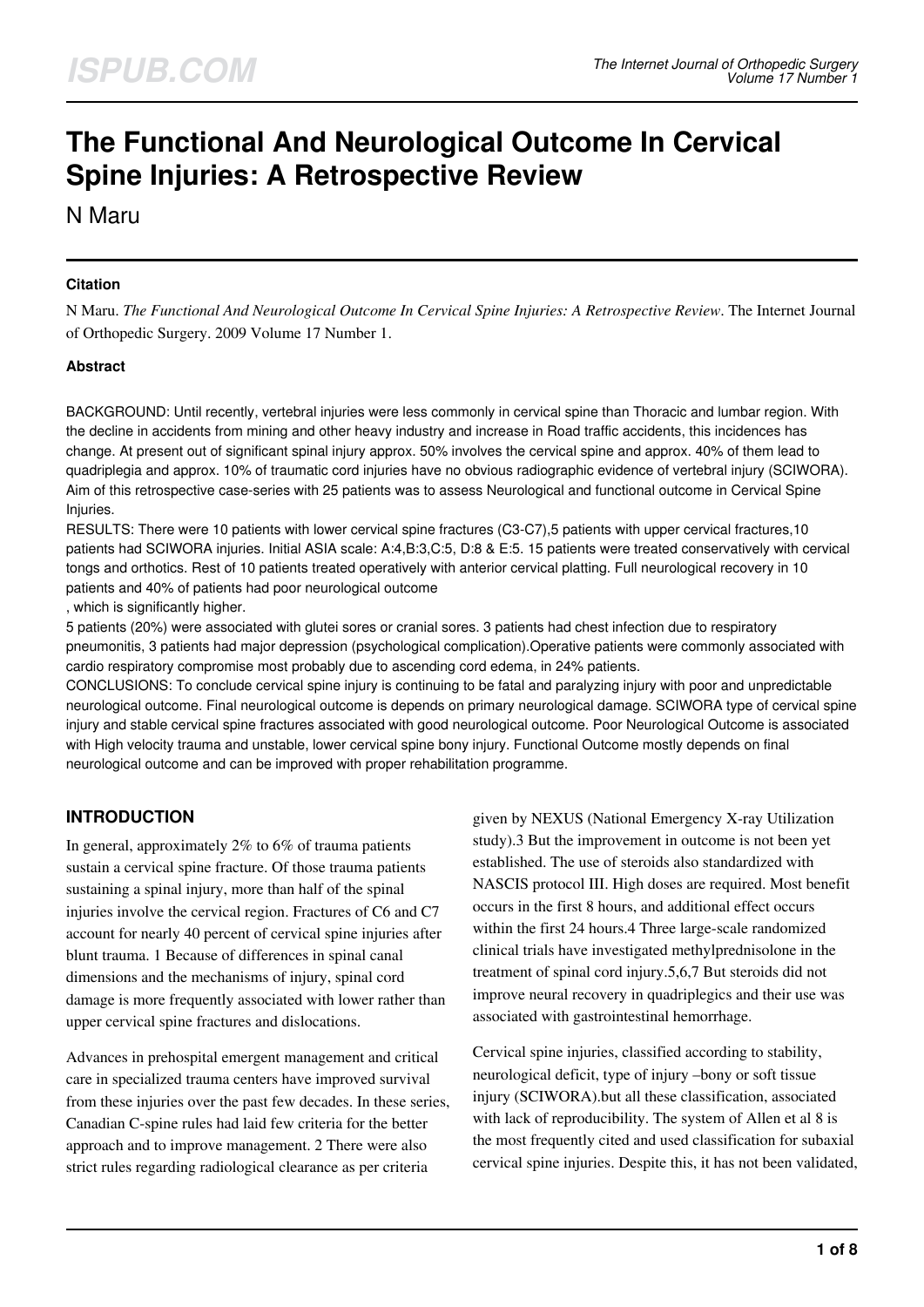# The Functional And Neurological Outcome In Cervical Spine Injuries: A Retrospective Review

N Maru

### Citation

N Maru. *The Functional And Neurological Outcome In Cervical Spine Injuries: A Retrospective Review*. The Internet Journal of Orthopedic Surgery. 2009 Volume 17 Number 1.

### Abstract

BACKGROUND: Until recently, vertebral injuries were less commonly in cervical spine than Thoracic and lumbar region. With the decline in accidents from mining and other heavy industry and increase in Road traffic accidents, this incidences has change. At present out of significant spinal injury approx. 50% involves the cervical spine and approx. 40% of them lead to quadriplegia and approx. 10% of traumatic cord injuries have no obvious radiographic evidence of vertebral injury (SCIWORA). Aim of this retrospective case-series with 25 patients was to assess Neurological and functional outcome in Cervical Spine Injuries.

RESULTS: There were 10 patients with lower cervical spine fractures (C3-C7),5 patients with upper cervical fractures,10 patients had SCIWORA injuries. Initial ASIA scale: A:4,B:3,C:5, D:8 & E:5. 15 patients were treated conservatively with cervical tongs and orthotics. Rest of 10 patients treated operatively with anterior cervical platting. Full neurological recovery in 10 patients and 40% of patients had poor neurological outcome

, which is significantly higher.

5 patients (20%) were associated with glutei sores or cranial sores. 3 patients had chest infection due to respiratory pneumonitis, 3 patients had major depression (psychological complication).Operative patients were commonly associated with cardio respiratory compromise most probably due to ascending cord edema, in 24% patients.

CONCLUSIONS: To conclude cervical spine injury is continuing to be fatal and paralyzing injury with poor and unpredictable neurological outcome. Final neurological outcome is depends on primary neurological damage. SCIWORA type of cervical spine injury and stable cervical spine fractures associated with good neurological outcome. Poor Neurological Outcome is associated with High velocity trauma and unstable, lower cervical spine bony injury. Functional Outcome mostly depends on final neurological outcome and can be improved with proper rehabilitation programme.

## INTRODUCTION

In general, approximately 2% to 6% of trauma patients sustain a cervical spine fracture. Of those trauma patients sustaining a spinal injury, more than half of the spinal injuries involve the cervical region. Fractures of C6 and C7 account for nearly 40 percent of cervical spine injuries after blunt trauma. 1 Because of differences in spinal canal dimensions and the mechanisms of injury, spinal cord damage is more frequently associated with lower rather than upper cervical spine fractures and dislocations.

Advances in prehospital emergent management and critical care in specialized trauma centers have improved survival from these injuries over the past few decades. In these series, Canadian C-spine rules had laid few criteria for the better approach and to improve management. 2 There were also strict rules regarding radiological clearance as per criteria given by NEXUS (National Emergency X-ray Utilization study).3 But the improvement in outcome is not been yet established. The use of steroids also standardized with NASCIS protocol III. High doses are required. Most benefit occurs in the first 8 hours, and additional effect occurs within the first 24 hours.4 Three large-scale randomized clinical trials have investigated methylprednisolone in the treatment of spinal cord injury.5,6,7 But steroids did not improve neural recovery in quadriplegics and their use was associated with gastrointestinal hemorrhage.

Cervical spine injuries, classified according to stability, neurological deficit, type of injury –bony or soft tissue injury (SCIWORA).but all these classification, associated with lack of reproducibility. The system of Allen et al 8 is the most frequently cited and used classification for subaxial cervical spine injuries. Despite this, it has not been validated,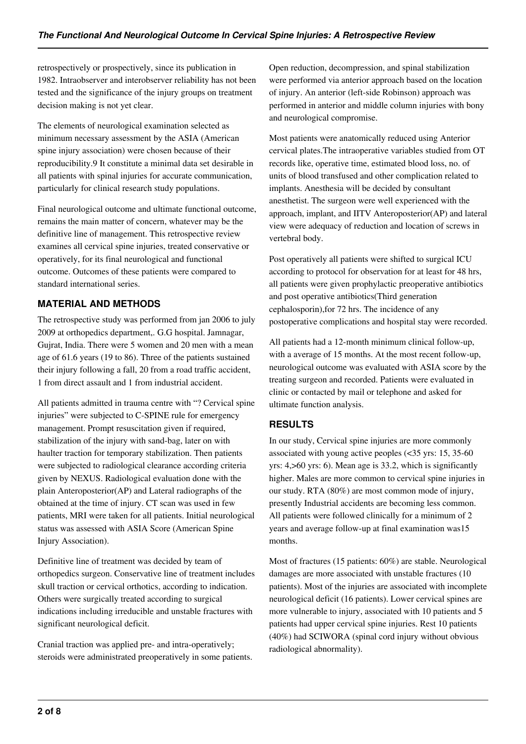retrospectively or prospectively, since its publication in 1982. Intraobserver and interobserver reliability has not been tested and the significance of the injury groups on treatment decision making is not yet clear.

The elements of neurological examination selected as minimum necessary assessment by the ASIA (American spine injury association) were chosen because of their reproducibility.9 It constitute a minimal data set desirable in all patients with spinal injuries for accurate communication, particularly for clinical research study populations.

Final neurological outcome and ultimate functional outcome, remains the main matter of concern, whatever may be the definitive line of management. This retrospective review examines all cervical spine injuries, treated conservative or operatively, for its final neurological and functional outcome. Outcomes of these patients were compared to standard international series.

## MATERIAL AND METHODS

The retrospective study was performed from jan 2006 to july 2009 at orthopedics department,. G.G hospital. Jamnagar, Gujrat, India. There were 5 women and 20 men with a mean age of 61.6 years (19 to 86). Three of the patients sustained their injury following a fall, 20 from a road traffic accident, 1 from direct assault and 1 from industrial accident.

All patients admitted in trauma centre with "? Cervical spine injuries" were subjected to C-SPINE rule for emergency management. Prompt resuscitation given if required, stabilization of the injury with sand-bag, later on with haulter traction for temporary stabilization. Then patients were subjected to radiological clearance according criteria given by NEXUS. Radiological evaluation done with the plain Anteroposterior(AP) and Lateral radiographs of the obtained at the time of injury. CT scan was used in few patients, MRI were taken for all patients. Initial neurological status was assessed with ASIA Score (American Spine Injury Association).

Definitive line of treatment was decided by team of orthopedics surgeon. Conservative line of treatment includes skull traction or cervical orthotics, according to indication. Others were surgically treated according to surgical indications including irreducible and unstable fractures with significant neurological deficit.

Cranial traction was applied pre- and intra-operatively; steroids were administrated preoperatively in some patients. Open reduction, decompression, and spinal stabilization were performed via anterior approach based on the location of injury. An anterior (left-side Robinson) approach was performed in anterior and middle column injuries with bony and neurological compromise.

Most patients were anatomically reduced using Anterior cervical plates.The intraoperative variables studied from OT records like, operative time, estimated blood loss, no. of units of blood transfused and other complication related to implants. Anesthesia will be decided by consultant anesthetist. The surgeon were well experienced with the approach, implant, and IITV Anteroposterior(AP) and lateral view were adequacy of reduction and location of screws in vertebral body.

Post operatively all patients were shifted to surgical ICU according to protocol for observation for at least for 48 hrs, all patients were given prophylactic preoperative antibiotics and post operative antibiotics(Third generation cephalosporin),for 72 hrs. The incidence of any postoperative complications and hospital stay were recorded.

All patients had a 12-month minimum clinical follow-up, with a average of 15 months. At the most recent follow-up, neurological outcome was evaluated with ASIA score by the treating surgeon and recorded. Patients were evaluated in clinic or contacted by mail or telephone and asked for ultimate function analysis.

## RESULTS

In our study, Cervical spine injuries are more commonly associated with young active peoples (<35 yrs: 15, 35-60 yrs: 4,>60 yrs: 6). Mean age is 33.2, which is significantly higher. Males are more common to cervical spine injuries in our study. RTA (80%) are most common mode of injury, presently Industrial accidents are becoming less common. All patients were followed clinically for a minimum of 2 years and average follow-up at final examination was15 months.

Most of fractures (15 patients: 60%) are stable. Neurological damages are more associated with unstable fractures (10 patients). Most of the injuries are associated with incomplete neurological deficit (16 patients). Lower cervical spines are more vulnerable to injury, associated with 10 patients and 5 patients had upper cervical spine injuries. Rest 10 patients (40%) had SCIWORA (spinal cord injury without obvious radiological abnormality).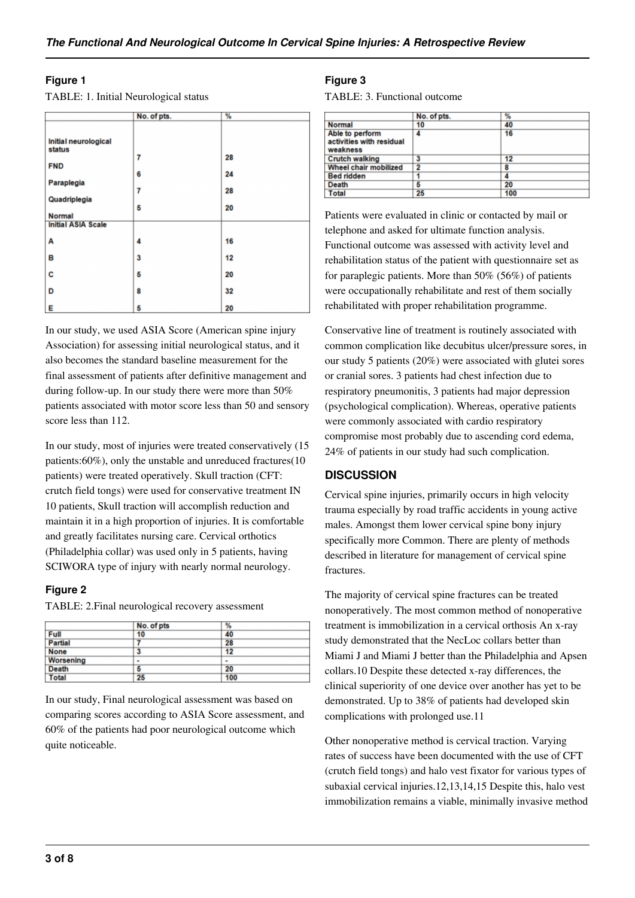### Figure 1

TABLE: 1. Initial Neurological status

| | No. of pts. | % |
|---|---|---|
| **Initial neurological status** | | |
| **FND** | 7 | 28 |
| **Paraplegia** | 6 | 24 |
| **Quadriplegia** | 7 | 28 |
| **Normal** | 5 | 20 |
| **Initial ASIA Scale** | | |
| **A** | 4 | 16 |
| **B** | 3 | 12 |
| **C** | 5 | 20 |
| **D** | 8 | 32 |
| **E** | 5 | 20 |

In our study, we used ASIA Score (American spine injury Association) for assessing initial neurological status, and it also becomes the standard baseline measurement for the final assessment of patients after definitive management and during follow-up. In our study there were more than 50% patients associated with motor score less than 50 and sensory score less than 112.

In our study, most of injuries were treated conservatively (15 patients:60%), only the unstable and unreduced fractures(10 patients) were treated operatively. Skull traction (CFT: crutch field tongs) were used for conservative treatment IN 10 patients, Skull traction will accomplish reduction and maintain it in a high proportion of injuries. It is comfortable and greatly facilitates nursing care. Cervical orthotics (Philadelphia collar) was used only in 5 patients, having SCIWORA type of injury with nearly normal neurology.

### Figure 2

TABLE: 2.Final neurological recovery assessment

| | No. of pts | % |
|---|---|---|
| **Full** | 10 | 40 |
| **Partial** | 7 | 28 |
| **None** | 3 | 12 |
| **Worsening** | - | - |
| **Death** | 5 | 20 |
| **Total** | 25 | 100 |

In our study, Final neurological assessment was based on comparing scores according to ASIA Score assessment, and 60% of the patients had poor neurological outcome which quite noticeable.

### Figure 3

TABLE: 3. Functional outcome

| | No. of pts. | % |
|---|---|---|
| **Normal** | 10 | 40 |
| **Able to perform activities with residual weakness** | 4 | 16 |
| **Crutch walking** | 3 | 12 |
| **Wheel chair mobilized** | 2 | 8 |
| **Bed ridden** | 1 | 4 |
| **Death** | 5 | 20 |
| **Total** | 25 | 100 |

Patients were evaluated in clinic or contacted by mail or telephone and asked for ultimate function analysis. Functional outcome was assessed with activity level and rehabilitation status of the patient with questionnaire set as for paraplegic patients. More than 50% (56%) of patients were occupationally rehabilitate and rest of them socially rehabilitated with proper rehabilitation programme.

Conservative line of treatment is routinely associated with common complication like decubitus ulcer/pressure sores, in our study 5 patients (20%) were associated with glutei sores or cranial sores. 3 patients had chest infection due to respiratory pneumonitis, 3 patients had major depression (psychological complication). Whereas, operative patients were commonly associated with cardio respiratory compromise most probably due to ascending cord edema, 24% of patients in our study had such complication.

## DISCUSSION

Cervical spine injuries, primarily occurs in high velocity trauma especially by road traffic accidents in young active males. Amongst them lower cervical spine bony injury specifically more Common. There are plenty of methods described in literature for management of cervical spine fractures.

The majority of cervical spine fractures can be treated nonoperatively. The most common method of nonoperative treatment is immobilization in a cervical orthosis An x-ray study demonstrated that the NecLoc collars better than Miami J and Miami J better than the Philadelphia and Apsen collars.10 Despite these detected x-ray differences, the clinical superiority of one device over another has yet to be demonstrated. Up to 38% of patients had developed skin complications with prolonged use.11

Other nonoperative method is cervical traction. Varying rates of success have been documented with the use of CFT (crutch field tongs) and halo vest fixator for various types of subaxial cervical injuries.12,13,14,15 Despite this, halo vest immobilization remains a viable, minimally invasive method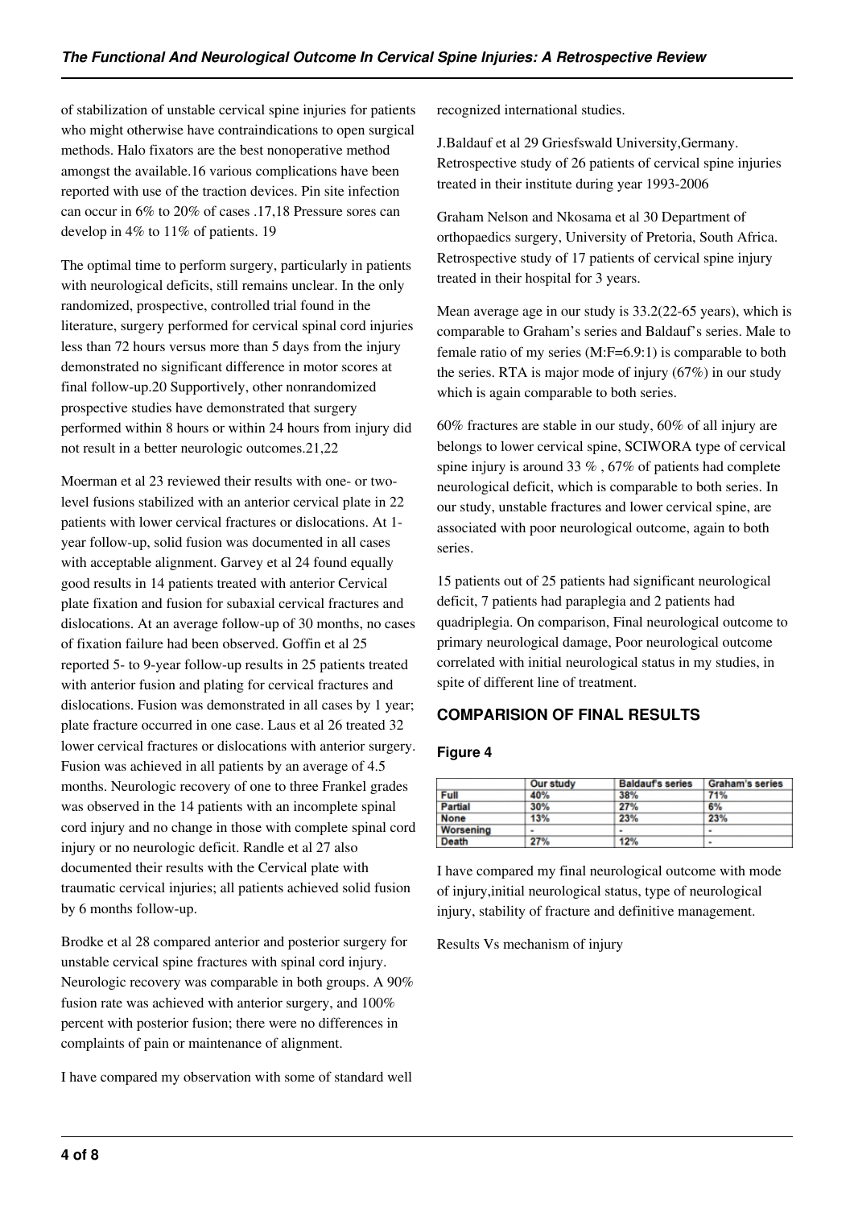of stabilization of unstable cervical spine injuries for patients who might otherwise have contraindications to open surgical methods. Halo fixators are the best nonoperative method amongst the available.16 various complications have been reported with use of the traction devices. Pin site infection can occur in 6% to 20% of cases .17,18 Pressure sores can develop in 4% to 11% of patients. 19

The optimal time to perform surgery, particularly in patients with neurological deficits, still remains unclear. In the only randomized, prospective, controlled trial found in the literature, surgery performed for cervical spinal cord injuries less than 72 hours versus more than 5 days from the injury demonstrated no significant difference in motor scores at final follow-up.20 Supportively, other nonrandomized prospective studies have demonstrated that surgery performed within 8 hours or within 24 hours from injury did not result in a better neurologic outcomes.21,22

Moerman et al 23 reviewed their results with one- or two-level fusions stabilized with an anterior cervical plate in 22 patients with lower cervical fractures or dislocations. At 1-year follow-up, solid fusion was documented in all cases with acceptable alignment. Garvey et al 24 found equally good results in 14 patients treated with anterior Cervical plate fixation and fusion for subaxial cervical fractures and dislocations. At an average follow-up of 30 months, no cases of fixation failure had been observed. Goffin et al 25 reported 5- to 9-year follow-up results in 25 patients treated with anterior fusion and plating for cervical fractures and dislocations. Fusion was demonstrated in all cases by 1 year; plate fracture occurred in one case. Laus et al 26 treated 32 lower cervical fractures or dislocations with anterior surgery. Fusion was achieved in all patients by an average of 4.5 months. Neurologic recovery of one to three Frankel grades was observed in the 14 patients with an incomplete spinal cord injury and no change in those with complete spinal cord injury or no neurologic deficit. Randle et al 27 also documented their results with the Cervical plate with traumatic cervical injuries; all patients achieved solid fusion by 6 months follow-up.

Brodke et al 28 compared anterior and posterior surgery for unstable cervical spine fractures with spinal cord injury. Neurologic recovery was comparable in both groups. A 90% fusion rate was achieved with anterior surgery, and 100% percent with posterior fusion; there were no differences in complaints of pain or maintenance of alignment.

I have compared my observation with some of standard well recognized international studies.

J.Baldauf et al 29 Griesfswald University,Germany. Retrospective study of 26 patients of cervical spine injuries treated in their institute during year 1993-2006

Graham Nelson and Nkosama et al 30 Department of orthopaedics surgery, University of Pretoria, South Africa. Retrospective study of 17 patients of cervical spine injury treated in their hospital for 3 years.

Mean average age in our study is 33.2(22-65 years), which is comparable to Graham's series and Baldauf's series. Male to female ratio of my series (M:F=6.9:1) is comparable to both the series. RTA is major mode of injury (67%) in our study which is again comparable to both series.

60% fractures are stable in our study, 60% of all injury are belongs to lower cervical spine, SCIWORA type of cervical spine injury is around 33 % , 67% of patients had complete neurological deficit, which is comparable to both series. In our study, unstable fractures and lower cervical spine, are associated with poor neurological outcome, again to both series.

15 patients out of 25 patients had significant neurological deficit, 7 patients had paraplegia and 2 patients had quadriplegia. On comparison, Final neurological outcome to primary neurological damage, Poor neurological outcome correlated with initial neurological status in my studies, in spite of different line of treatment.

## COMPARISION OF FINAL RESULTS

### Figure 4

| | Our study | Baldauf's series | Graham's series |
|---|---|---|---|
| Full | 40% | 38% | 71% |
| Partial | 30% | 27% | 6% |
| None | 13% | 23% | 23% |
| Worsening | - | - | - |
| Death | 27% | 12% | - |

I have compared my final neurological outcome with mode of injury,initial neurological status, type of neurological injury, stability of fracture and definitive management.

Results Vs mechanism of injury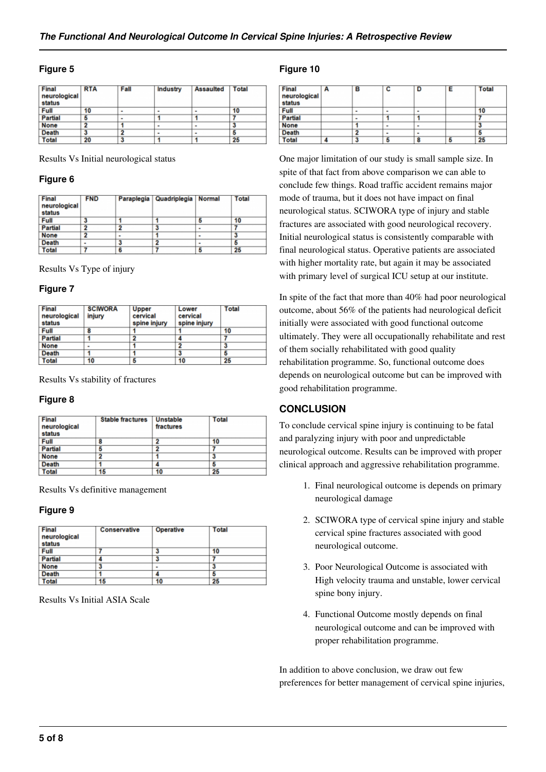### Figure 5

| Final neurological status | RTA | Fall | Industry | Assaulted | Total |
|---|---|---|---|---|---|
| Full | 10 | - | - | - | 10 |
| Partial | 5 | - | 1 | 1 | 7 |
| None | 2 | 1 | - | - | 3 |
| Death | 3 | 2 | - | - | 5 |
| Total | 20 | 3 | 1 | 1 | 25 |

Results Vs Initial neurological status

### Figure 6

| Final neurological status | FND | Paraplegia | Quadriplegia | Normal | Total |
|---|---|---|---|---|---|
| Full | 3 | 1 | 1 | 5 | 10 |
| Partial | 2 | 2 | 3 | - | 7 |
| None | 2 | - | 1 | - | 3 |
| Death | - | 3 | 2 | - | 5 |
| Total | 7 | 6 | 7 | 5 | 25 |

Results Vs Type of injury

### Figure 7

| Final neurological status | SCIWORA injury | Upper cervical spine injury | Lower cervical spine injury | Total |
|---|---|---|---|---|
| Full | 8 | 1 | 1 | 10 |
| Partial | 1 | 2 | 4 | 7 |
| None | - | 1 | 2 | 3 |
| Death | 1 | 1 | 3 | 5 |
| Total | 10 | 5 | 10 | 25 |

Results Vs stability of fractures

### Figure 8

| Final neurological status | Stable fractures | Unstable fractures | Total |
|---|---|---|---|
| Full | 8 | 2 | 10 |
| Partial | 5 | 2 | 7 |
| None | 2 | 1 | 3 |
| Death | 1 | 4 | 5 |
| Total | 15 | 10 | 25 |

Results Vs definitive management

### Figure 9

| Final neurological status | Conservative | Operative | Total |
|---|---|---|---|
| Full | 7 | 3 | 10 |
| Partial | 4 | 3 | 7 |
| None | 3 | - | 3 |
| Death | 1 | 4 | 5 |
| Total | 15 | 10 | 25 |

Results Vs Initial ASIA Scale

### Figure 10

| Final neurological status | A | B | C | D | E | Total |
|---|---|---|---|---|---|---|
| Full | | - | - | - | | 10 |
| Partial | | - | 1 | 1 | | 7 |
| None | | 1 | - | - | | 3 |
| Death | | 2 | - | - | | 5 |
| Total | 4 | 3 | 5 | 8 | 5 | 25 |

One major limitation of our study is small sample size. In spite of that fact from above comparison we can able to conclude few things. Road traffic accident remains major mode of trauma, but it does not have impact on final neurological status. SCIWORA type of injury and stable fractures are associated with good neurological recovery. Initial neurological status is consistently comparable with final neurological status. Operative patients are associated with higher mortality rate, but again it may be associated with primary level of surgical ICU setup at our institute.

In spite of the fact that more than 40% had poor neurological outcome, about 56% of the patients had neurological deficit initially were associated with good functional outcome ultimately. They were all occupationally rehabilitate and rest of them socially rehabilitated with good quality rehabilitation programme. So, functional outcome does depends on neurological outcome but can be improved with good rehabilitation programme.

## CONCLUSION

To conclude cervical spine injury is continuing to be fatal and paralyzing injury with poor and unpredictable neurological outcome. Results can be improved with proper clinical approach and aggressive rehabilitation programme.

1. Final neurological outcome is depends on primary neurological damage
2. SCIWORA type of cervical spine injury and stable cervical spine fractures associated with good neurological outcome.
3. Poor Neurological Outcome is associated with High velocity trauma and unstable, lower cervical spine bony injury.
4. Functional Outcome mostly depends on final neurological outcome and can be improved with proper rehabilitation programme.

In addition to above conclusion, we draw out few preferences for better management of cervical spine injuries,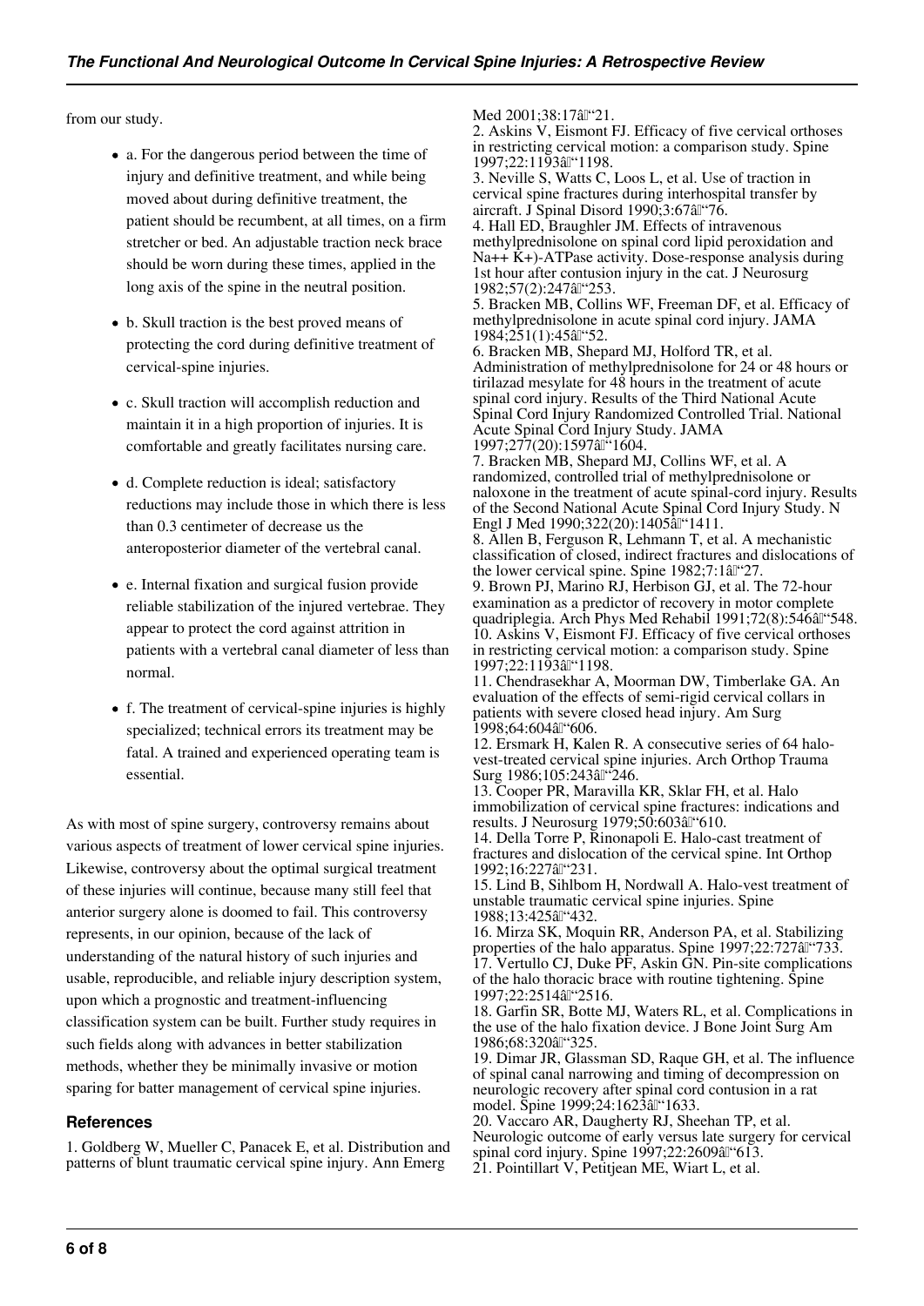from our study.

- a. For the dangerous period between the time of injury and definitive treatment, and while being moved about during definitive treatment, the patient should be recumbent, at all times, on a firm stretcher or bed. An adjustable traction neck brace should be worn during these times, applied in the long axis of the spine in the neutral position.
- b. Skull traction is the best proved means of protecting the cord during definitive treatment of cervical-spine injuries.
- c. Skull traction will accomplish reduction and maintain it in a high proportion of injuries. It is comfortable and greatly facilitates nursing care.
- d. Complete reduction is ideal; satisfactory reductions may include those in which there is less than 0.3 centimeter of decrease us the anteroposterior diameter of the vertebral canal.
- e. Internal fixation and surgical fusion provide reliable stabilization of the injured vertebrae. They appear to protect the cord against attrition in patients with a vertebral canal diameter of less than normal.
- f. The treatment of cervical-spine injuries is highly specialized; technical errors its treatment may be fatal. A trained and experienced operating team is essential.

As with most of spine surgery, controversy remains about various aspects of treatment of lower cervical spine injuries. Likewise, controversy about the optimal surgical treatment of these injuries will continue, because many still feel that anterior surgery alone is doomed to fail. This controversy represents, in our opinion, because of the lack of understanding of the natural history of such injuries and usable, reproducible, and reliable injury description system, upon which a prognostic and treatment-influencing classification system can be built. Further study requires in such fields along with advances in better stabilization methods, whether they be minimally invasive or motion sparing for batter management of cervical spine injuries.

## References

1. Goldberg W, Mueller C, Panacek E, et al. Distribution and patterns of blunt traumatic cervical spine injury. Ann Emerg Med 2001;38:17â"21.
2. Askins V, Eismont FJ. Efficacy of five cervical orthoses in restricting cervical motion: a comparison study. Spine 1997;22:1193â"1198.
3. Neville S, Watts C, Loos L, et al. Use of traction in cervical spine fractures during interhospital transfer by aircraft. J Spinal Disord 1990;3:67â"76.
4. Hall ED, Braughler JM. Effects of intravenous methylprednisolone on spinal cord lipid peroxidation and Na++ K+)-ATPase activity. Dose-response analysis during 1st hour after contusion injury in the cat. J Neurosurg 1982;57(2):247â"253.
5. Bracken MB, Collins WF, Freeman DF, et al. Efficacy of methylprednisolone in acute spinal cord injury. JAMA 1984;251(1):45â"52.
6. Bracken MB, Shepard MJ, Holford TR, et al. Administration of methylprednisolone for 24 or 48 hours or tirilazad mesylate for 48 hours in the treatment of acute spinal cord injury. Results of the Third National Acute Spinal Cord Injury Randomized Controlled Trial. National Acute Spinal Cord Injury Study. JAMA 1997;277(20):1597â"1604.
7. Bracken MB, Shepard MJ, Collins WF, et al. A randomized, controlled trial of methylprednisolone or naloxone in the treatment of acute spinal-cord injury. Results of the Second National Acute Spinal Cord Injury Study. N Engl J Med 1990;322(20):1405â"1411.
8. Allen B, Ferguson R, Lehmann T, et al. A mechanistic classification of closed, indirect fractures and dislocations of the lower cervical spine. Spine 1982;7:1â"27.
9. Brown PJ, Marino RJ, Herbison GJ, et al. The 72-hour examination as a predictor of recovery in motor complete quadriplegia. Arch Phys Med Rehabil 1991;72(8):546â"548.
10. Askins V, Eismont FJ. Efficacy of five cervical orthoses in restricting cervical motion: a comparison study. Spine 1997;22:1193â"1198.
11. Chendrasekhar A, Moorman DW, Timberlake GA. An evaluation of the effects of semi-rigid cervical collars in patients with severe closed head injury. Am Surg 1998;64:604â"606.
12. Ersmark H, Kalen R. A consecutive series of 64 halo-vest-treated cervical spine injuries. Arch Orthop Trauma Surg 1986;105:243â"246.
13. Cooper PR, Maravilla KR, Sklar FH, et al. Halo immobilization of cervical spine fractures: indications and results. J Neurosurg 1979;50:603â"610.
14. Della Torre P, Rinonapoli E. Halo-cast treatment of fractures and dislocation of the cervical spine. Int Orthop 1992;16:227â"231.
15. Lind B, Sihlbom H, Nordwall A. Halo-vest treatment of unstable traumatic cervical spine injuries. Spine 1988;13:425â"432.
16. Mirza SK, Moquin RR, Anderson PA, et al. Stabilizing properties of the halo apparatus. Spine 1997;22:727â"733.
17. Vertullo CJ, Duke PF, Askin GN. Pin-site complications of the halo thoracic brace with routine tightening. Spine 1997;22:2514â"2516.
18. Garfin SR, Botte MJ, Waters RL, et al. Complications in the use of the halo fixation device. J Bone Joint Surg Am 1986;68:320â"325.
19. Dimar JR, Glassman SD, Raque GH, et al. The influence of spinal canal narrowing and timing of decompression on neurologic recovery after spinal cord contusion in a rat model. Spine 1999;24:1623â"1633.
20. Vaccaro AR, Daugherty RJ, Sheehan TP, et al. Neurologic outcome of early versus late surgery for cervical spinal cord injury. Spine 1997;22:2609â"613.
21. Pointillart V, Petitjean ME, Wiart L, et al.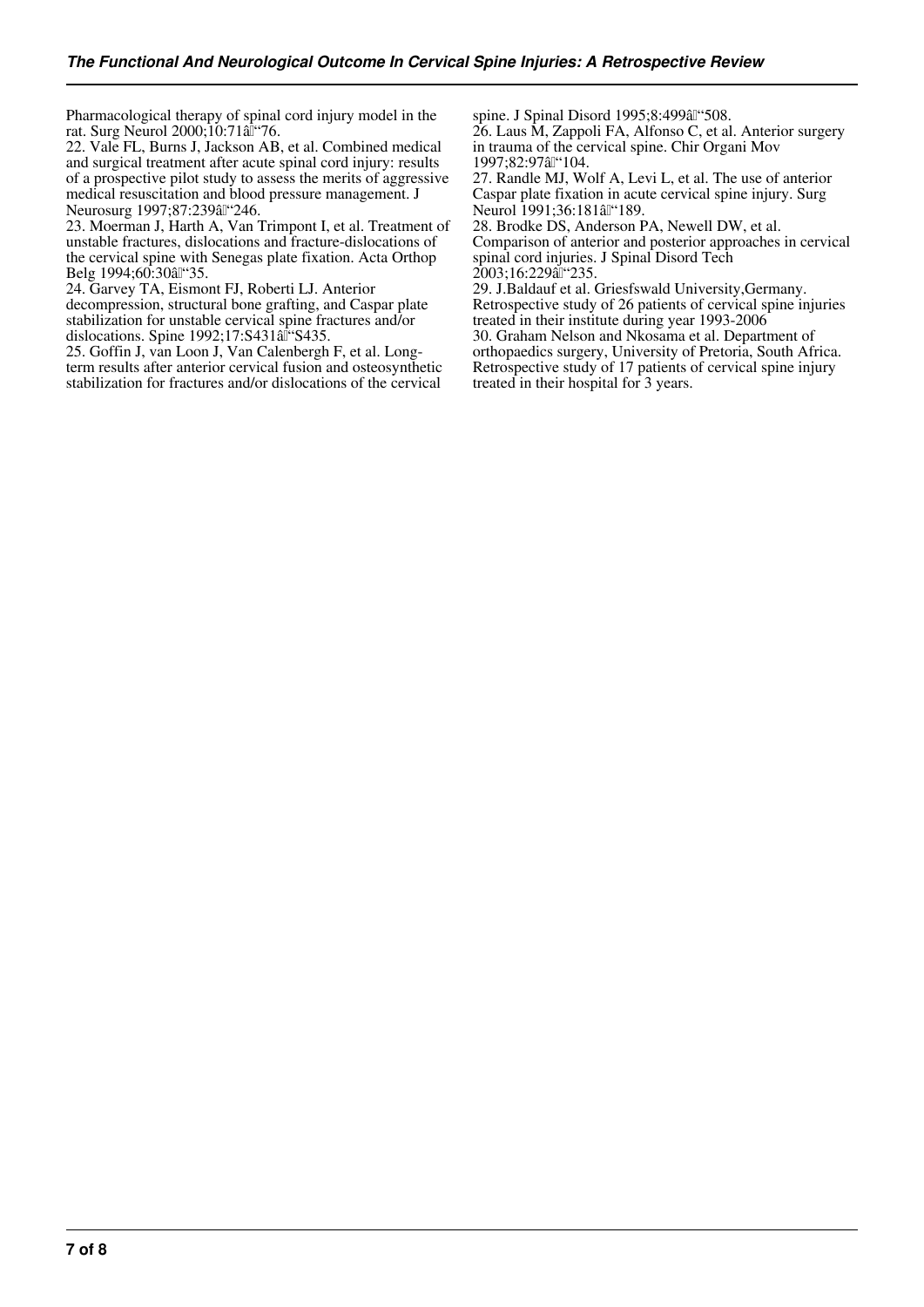Pharmacological therapy of spinal cord injury model in the rat. Surg Neurol 2000;10:71â"76.

22. Vale FL, Burns J, Jackson AB, et al. Combined medical and surgical treatment after acute spinal cord injury: results of a prospective pilot study to assess the merits of aggressive medical resuscitation and blood pressure management. J Neurosurg 1997;87:239â"246.

23. Moerman J, Harth A, Van Trimpont I, et al. Treatment of unstable fractures, dislocations and fracture-dislocations of the cervical spine with Senegas plate fixation. Acta Orthop Belg 1994;60:30â"35.

24. Garvey TA, Eismont FJ, Roberti LJ. Anterior decompression, structural bone grafting, and Caspar plate stabilization for unstable cervical spine fractures and/or dislocations. Spine 1992;17:S431â"S435.

25. Goffin J, van Loon J, Van Calenbergh F, et al. Long-term results after anterior cervical fusion and osteosynthetic stabilization for fractures and/or dislocations of the cervical spine. J Spinal Disord 1995;8:499â"508.

26. Laus M, Zappoli FA, Alfonso C, et al. Anterior surgery in trauma of the cervical spine. Chir Organi Mov 1997;82:97â"104.

27. Randle MJ, Wolf A, Levi L, et al. The use of anterior Caspar plate fixation in acute cervical spine injury. Surg Neurol 1991;36:181â"189.

28. Brodke DS, Anderson PA, Newell DW, et al. Comparison of anterior and posterior approaches in cervical spinal cord injuries. J Spinal Disord Tech 2003;16:229â"235.

29. J.Baldauf et al. Griesfswald University,Germany. Retrospective study of 26 patients of cervical spine injuries treated in their institute during year 1993-2006

30. Graham Nelson and Nkosama et al. Department of orthopaedics surgery, University of Pretoria, South Africa. Retrospective study of 17 patients of cervical spine injury treated in their hospital for 3 years.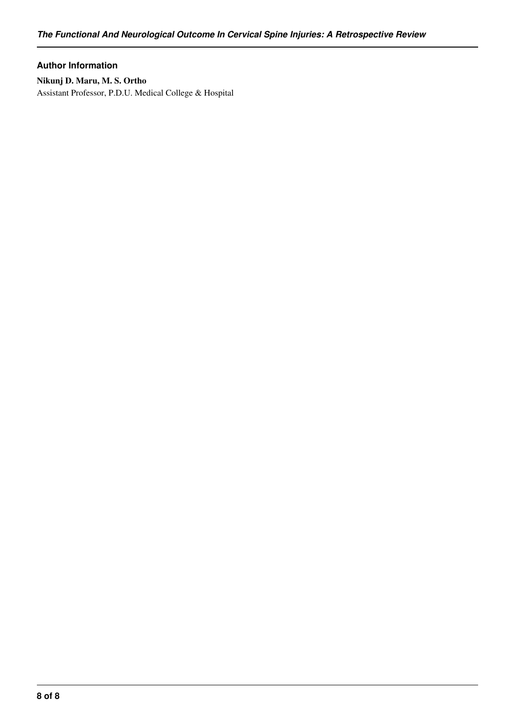## Author Information

**Nikunj D. Maru, M. S. Ortho**

Assistant Professor, P.D.U. Medical College & Hospital